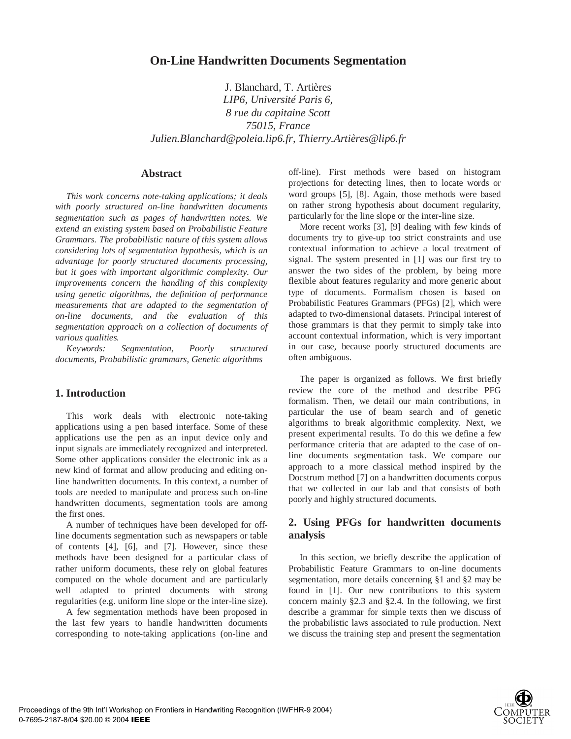# On-Line Handwritten Documents Segmentation

J. Blanchard, T. Artières
*LIP6, Université Paris 6,*
*8 rue du capitaine Scott*
*75015, France*
*Julien.Blanchard@poleia.lip6.fr, Thierry.Artières@lip6.fr*

## Abstract

*This work concerns note-taking applications; it deals with poorly structured on-line handwritten documents segmentation such as pages of handwritten notes. We extend an existing system based on Probabilistic Feature Grammars. The probabilistic nature of this system allows considering lots of segmentation hypothesis, which is an advantage for poorly structured documents processing, but it goes with important algorithmic complexity. Our improvements concern the handling of this complexity using genetic algorithms, the definition of performance measurements that are adapted to the segmentation of on-line documents, and the evaluation of this segmentation approach on a collection of documents of various qualities.*

*Keywords: Segmentation, Poorly structured documents, Probabilistic grammars, Genetic algorithms*

## 1. Introduction

This work deals with electronic note-taking applications using a pen based interface. Some of these applications use the pen as an input device only and input signals are immediately recognized and interpreted. Some other applications consider the electronic ink as a new kind of format and allow producing and editing on-line handwritten documents. In this context, a number of tools are needed to manipulate and process such on-line handwritten documents, segmentation tools are among the first ones.

A number of techniques have been developed for off-line documents segmentation such as newspapers or table of contents [4], [6], and [7]. However, since these methods have been designed for a particular class of rather uniform documents, these rely on global features computed on the whole document and are particularly well adapted to printed documents with strong regularities (e.g. uniform line slope or the inter-line size).

A few segmentation methods have been proposed in the last few years to handle handwritten documents corresponding to note-taking applications (on-line and off-line). First methods were based on histogram projections for detecting lines, then to locate words or word groups [5], [8]. Again, those methods were based on rather strong hypothesis about document regularity, particularly for the line slope or the inter-line size.

More recent works [3], [9] dealing with few kinds of documents try to give-up too strict constraints and use contextual information to achieve a local treatment of signal. The system presented in [1] was our first try to answer the two sides of the problem, by being more flexible about features regularity and more generic about type of documents. Formalism chosen is based on Probabilistic Features Grammars (PFGs) [2], which were adapted to two-dimensional datasets. Principal interest of those grammars is that they permit to simply take into account contextual information, which is very important in our case, because poorly structured documents are often ambiguous.

The paper is organized as follows. We first briefly review the core of the method and describe PFG formalism. Then, we detail our main contributions, in particular the use of beam search and of genetic algorithms to break algorithmic complexity. Next, we present experimental results. To do this we define a few performance criteria that are adapted to the case of on-line documents segmentation task. We compare our approach to a more classical method inspired by the Docstrum method [7] on a handwritten documents corpus that we collected in our lab and that consists of both poorly and highly structured documents.

## 2. Using PFGs for handwritten documents analysis

In this section, we briefly describe the application of Probabilistic Feature Grammars to on-line documents segmentation, more details concerning §1 and §2 may be found in [1]. Our new contributions to this system concern mainly §2.3 and §2.4. In the following, we first describe a grammar for simple texts then we discuss of the probabilistic laws associated to rule production. Next we discuss the training step and present the segmentation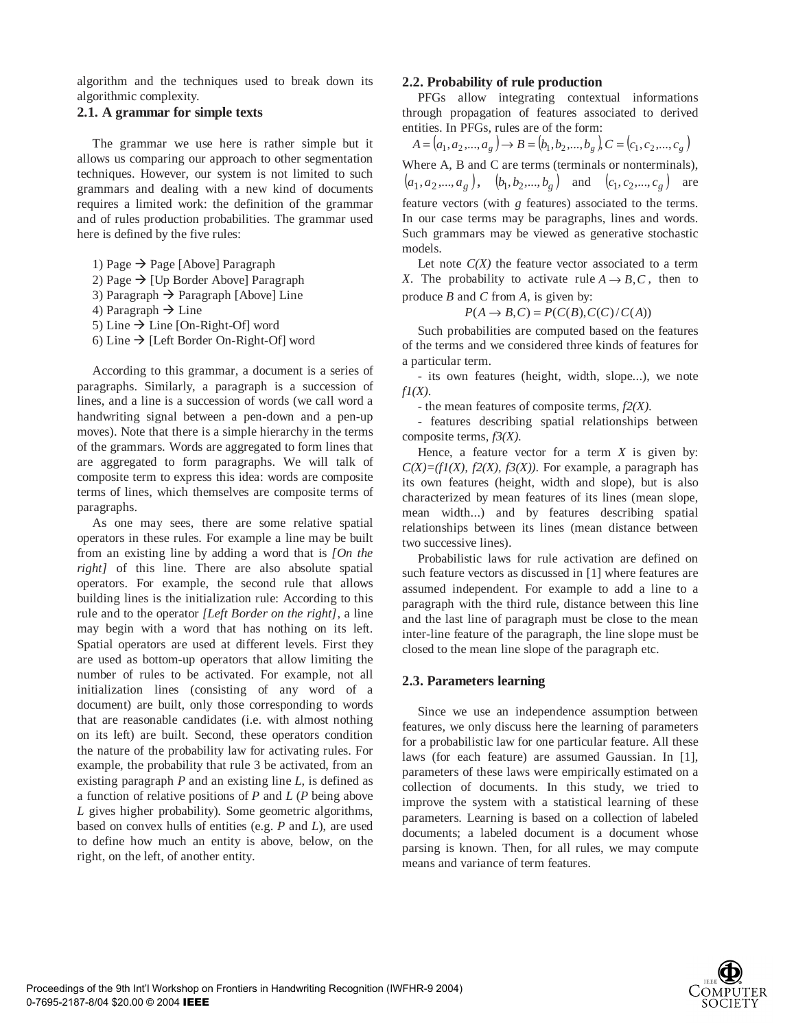algorithm and the techniques used to break down its algorithmic complexity.

### 2.1. A grammar for simple texts

The grammar we use here is rather simple but it allows us comparing our approach to other segmentation techniques. However, our system is not limited to such grammars and dealing with a new kind of documents requires a limited work: the definition of the grammar and of rules production probabilities. The grammar used here is defined by the five rules:

1) Page → Page [Above] Paragraph
2) Page → [Up Border Above] Paragraph
3) Paragraph → Paragraph [Above] Line
4) Paragraph → Line
5) Line → Line [On-Right-Of] word
6) Line → [Left Border On-Right-Of] word

According to this grammar, a document is a series of paragraphs. Similarly, a paragraph is a succession of lines, and a line is a succession of words (we call word a handwriting signal between a pen-down and a pen-up moves). Note that there is a simple hierarchy in the terms of the grammars. Words are aggregated to form lines that are aggregated to form paragraphs. We will talk of composite term to express this idea: words are composite terms of lines, which themselves are composite terms of paragraphs.

As one may sees, there are some relative spatial operators in these rules. For example a line may be built from an existing line by adding a word that is *[On the right]* of this line. There are also absolute spatial operators. For example, the second rule that allows building lines is the initialization rule: According to this rule and to the operator *[Left Border on the right]*, a line may begin with a word that has nothing on its left. Spatial operators are used at different levels. First they are used as bottom-up operators that allow limiting the number of rules to be activated. For example, not all initialization lines (consisting of any word of a document) are built, only those corresponding to words that are reasonable candidates (i.e. with almost nothing on its left) are built. Second, these operators condition the nature of the probability law for activating rules. For example, the probability that rule 3 be activated, from an existing paragraph *P* and an existing line *L*, is defined as a function of relative positions of *P* and *L* (*P* being above *L* gives higher probability). Some geometric algorithms, based on convex hulls of entities (e.g. *P* and *L*), are used to define how much an entity is above, below, on the right, on the left, of another entity.

### 2.2. Probability of rule production

PFGs allow integrating contextual informations through propagation of features associated to derived entities. In PFGs, rules are of the form:

$$A=(a_1,a_2,...,a_g) \rightarrow B=(b_1,b_2,...,b_g), C=(c_1,c_2,...,c_g)$$

Where A, B and C are terms (terminals or nonterminals), $(a_1,a_2,...,a_g)$, $(b_1,b_2,...,b_g)$ and $(c_1,c_2,...,c_g)$ are feature vectors (with *g* features) associated to the terms. In our case terms may be paragraphs, lines and words. Such grammars may be viewed as generative stochastic models.

Let note *C(X)* the feature vector associated to a term *X*. The probability to activate rule $A \rightarrow B,C$, then to produce *B* and *C* from *A*, is given by:

$$P(A \rightarrow B,C) = P(C(B),C(C)/C(A))$$

Such probabilities are computed based on the features of the terms and we considered three kinds of features for a particular term.

- its own features (height, width, slope...), we note *f1(X)*.

- the mean features of composite terms, *f2(X)*.

- features describing spatial relationships between composite terms, *f3(X)*.

Hence, a feature vector for a term *X* is given by: *C(X)=(f1(X), f2(X), f3(X))*. For example, a paragraph has its own features (height, width and slope), but is also characterized by mean features of its lines (mean slope, mean width...) and by features describing spatial relationships between its lines (mean distance between two successive lines).

Probabilistic laws for rule activation are defined on such feature vectors as discussed in [1] where features are assumed independent. For example to add a line to a paragraph with the third rule, distance between this line and the last line of paragraph must be close to the mean inter-line feature of the paragraph, the line slope must be closed to the mean line slope of the paragraph etc.

### 2.3. Parameters learning

Since we use an independence assumption between features, we only discuss here the learning of parameters for a probabilistic law for one particular feature. All these laws (for each feature) are assumed Gaussian. In [1], parameters of these laws were empirically estimated on a collection of documents. In this study, we tried to improve the system with a statistical learning of these parameters. Learning is based on a collection of labeled documents; a labeled document is a document whose parsing is known. Then, for all rules, we may compute means and variance of term features.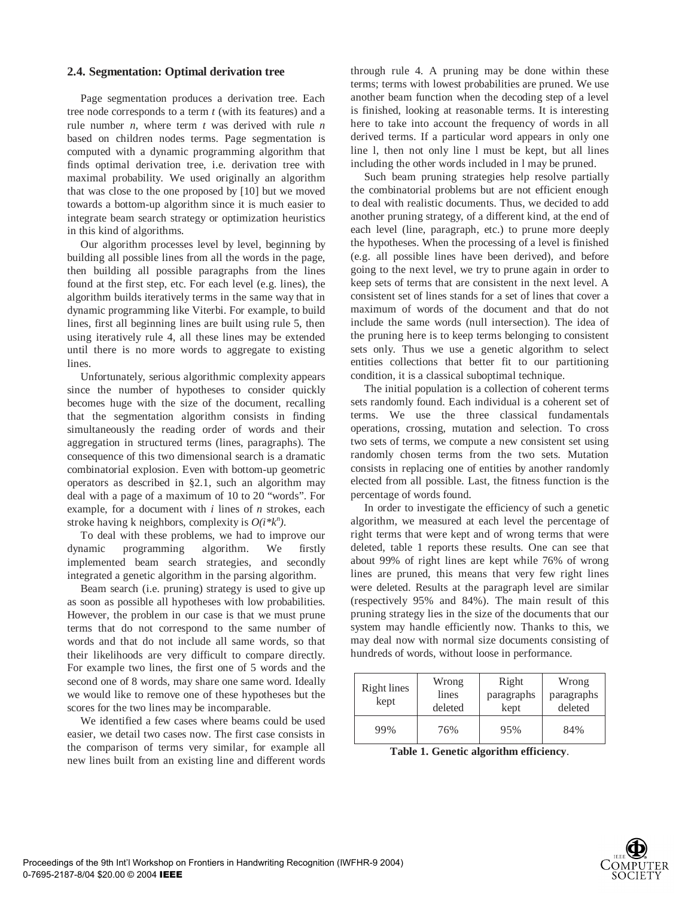### 2.4. Segmentation: Optimal derivation tree

Page segmentation produces a derivation tree. Each tree node corresponds to a term *t* (with its features) and a rule number *n*, where term *t* was derived with rule *n* based on children nodes terms. Page segmentation is computed with a dynamic programming algorithm that finds optimal derivation tree, i.e. derivation tree with maximal probability. We used originally an algorithm that was close to the one proposed by [10] but we moved towards a bottom-up algorithm since it is much easier to integrate beam search strategy or optimization heuristics in this kind of algorithms.

Our algorithm processes level by level, beginning by building all possible lines from all the words in the page, then building all possible paragraphs from the lines found at the first step, etc. For each level (e.g. lines), the algorithm builds iteratively terms in the same way that in dynamic programming like Viterbi. For example, to build lines, first all beginning lines are built using rule 5, then using iteratively rule 4, all these lines may be extended until there is no more words to aggregate to existing lines.

Unfortunately, serious algorithmic complexity appears since the number of hypotheses to consider quickly becomes huge with the size of the document, recalling that the segmentation algorithm consists in finding simultaneously the reading order of words and their aggregation in structured terms (lines, paragraphs). The consequence of this two dimensional search is a dramatic combinatorial explosion. Even with bottom-up geometric operators as described in §2.1, such an algorithm may deal with a page of a maximum of 10 to 20 "words". For example, for a document with *i* lines of *n* strokes, each stroke having k neighbors, complexity is $O(i*k^n)$.

To deal with these problems, we had to improve our dynamic programming algorithm. We firstly implemented beam search strategies, and secondly integrated a genetic algorithm in the parsing algorithm.

Beam search (i.e. pruning) strategy is used to give up as soon as possible all hypotheses with low probabilities. However, the problem in our case is that we must prune terms that do not correspond to the same number of words and that do not include all same words, so that their likelihoods are very difficult to compare directly. For example two lines, the first one of 5 words and the second one of 8 words, may share one same word. Ideally we would like to remove one of these hypotheses but the scores for the two lines may be incomparable.

We identified a few cases where beams could be used easier, we detail two cases now. The first case consists in the comparison of terms very similar, for example all new lines built from an existing line and different words through rule 4. A pruning may be done within these terms; terms with lowest probabilities are pruned. We use another beam function when the decoding step of a level is finished, looking at reasonable terms. It is interesting here to take into account the frequency of words in all derived terms. If a particular word appears in only one line l, then not only line l must be kept, but all lines including the other words included in l may be pruned.

Such beam pruning strategies help resolve partially the combinatorial problems but are not efficient enough to deal with realistic documents. Thus, we decided to add another pruning strategy, of a different kind, at the end of each level (line, paragraph, etc.) to prune more deeply the hypotheses. When the processing of a level is finished (e.g. all possible lines have been derived), and before going to the next level, we try to prune again in order to keep sets of terms that are consistent in the next level. A consistent set of lines stands for a set of lines that cover a maximum of words of the document and that do not include the same words (null intersection). The idea of the pruning here is to keep terms belonging to consistent sets only. Thus we use a genetic algorithm to select entities collections that better fit to our partitioning condition, it is a classical suboptimal technique.

The initial population is a collection of coherent terms sets randomly found. Each individual is a coherent set of terms. We use the three classical fundamentals operations, crossing, mutation and selection. To cross two sets of terms, we compute a new consistent set using randomly chosen terms from the two sets. Mutation consists in replacing one of entities by another randomly elected from all possible. Last, the fitness function is the percentage of words found.

In order to investigate the efficiency of such a genetic algorithm, we measured at each level the percentage of right terms that were kept and of wrong terms that were deleted, table 1 reports these results. One can see that about 99% of right lines are kept while 76% of wrong lines are pruned, this means that very few right lines were deleted. Results at the paragraph level are similar (respectively 95% and 84%). The main result of this pruning strategy lies in the size of the documents that our system may handle efficiently now. Thanks to this, we may deal now with normal size documents consisting of hundreds of words, without loose in performance.

| Right lines kept | Wrong lines deleted | Right paragraphs kept | Wrong paragraphs deleted |
|---|---|---|---|
| 99% | 76% | 95% | 84% |

**Table 1. Genetic algorithm efficiency**.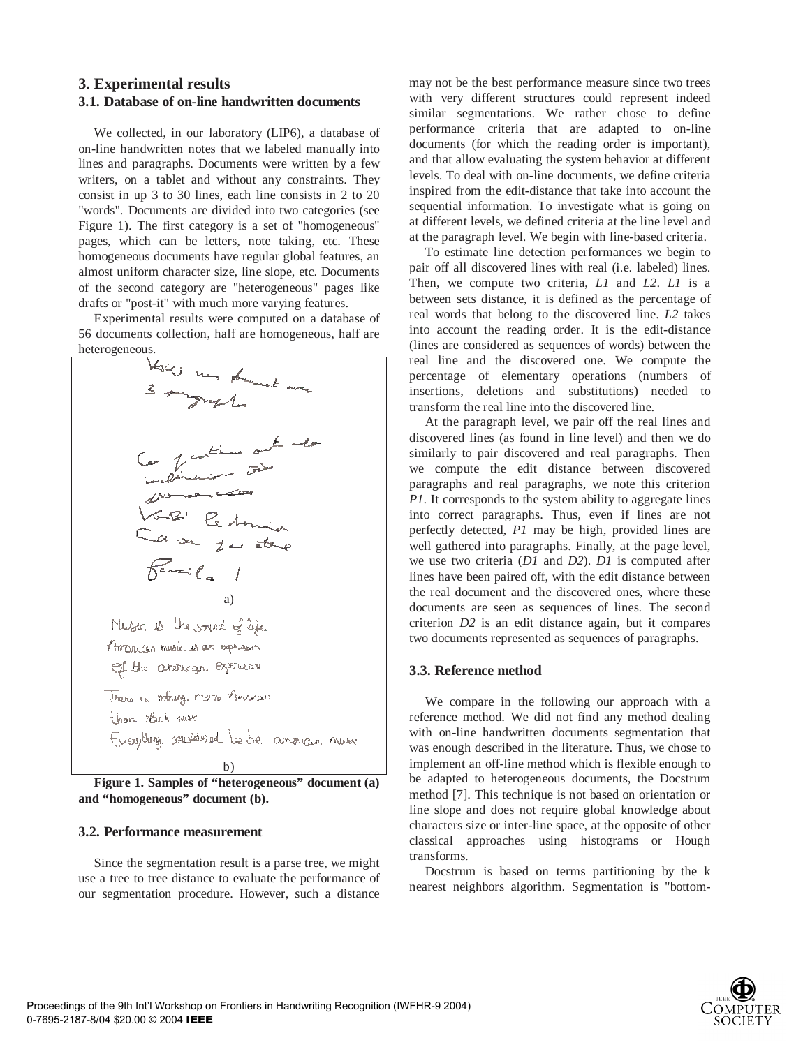## 3. Experimental results

### 3.1. Database of on-line handwritten documents

We collected, in our laboratory (LIP6), a database of on-line handwritten notes that we labeled manually into lines and paragraphs. Documents were written by a few writers, on a tablet and without any constraints. They consist in up 3 to 30 lines, each line consists in 2 to 20 "words". Documents are divided into two categories (see Figure 1). The first category is a set of "homogeneous" pages, which can be letters, note taking, etc. These homogeneous documents have regular global features, an almost uniform character size, line slope, etc. Documents of the second category are "heterogeneous" pages like drafts or "post-it" with much more varying features.

Experimental results were computed on a database of 56 documents collection, half are homogeneous, half are heterogeneous.

a)

b)

**Figure 1. Samples of "heterogeneous" document (a) and "homogeneous" document (b).**

### 3.2. Performance measurement

Since the segmentation result is a parse tree, we might use a tree to tree distance to evaluate the performance of our segmentation procedure. However, such a distance may not be the best performance measure since two trees with very different structures could represent indeed similar segmentations. We rather chose to define performance criteria that are adapted to on-line documents (for which the reading order is important), and that allow evaluating the system behavior at different levels. To deal with on-line documents, we define criteria inspired from the edit-distance that take into account the sequential information. To investigate what is going on at different levels, we defined criteria at the line level and at the paragraph level. We begin with line-based criteria.

To estimate line detection performances we begin to pair off all discovered lines with real (i.e. labeled) lines. Then, we compute two criteria, *L1* and *L2*. *L1* is a between sets distance, it is defined as the percentage of real words that belong to the discovered line. *L2* takes into account the reading order. It is the edit-distance (lines are considered as sequences of words) between the real line and the discovered one. We compute the percentage of elementary operations (numbers of insertions, deletions and substitutions) needed to transform the real line into the discovered line.

At the paragraph level, we pair off the real lines and discovered lines (as found in line level) and then we do similarly to pair discovered and real paragraphs. Then we compute the edit distance between discovered paragraphs and real paragraphs, we note this criterion *P1*. It corresponds to the system ability to aggregate lines into correct paragraphs. Thus, even if lines are not perfectly detected, *P1* may be high, provided lines are well gathered into paragraphs. Finally, at the page level, we use two criteria (*D1* and *D2*). *D1* is computed after lines have been paired off, with the edit distance between the real document and the discovered ones, where these documents are seen as sequences of lines. The second criterion *D2* is an edit distance again, but it compares two documents represented as sequences of paragraphs.

### 3.3. Reference method

We compare in the following our approach with a reference method. We did not find any method dealing with on-line handwritten documents segmentation that was enough described in the literature. Thus, we chose to implement an off-line method which is flexible enough to be adapted to heterogeneous documents, the Docstrum method [7]. This technique is not based on orientation or line slope and does not require global knowledge about characters size or inter-line space, at the opposite of other classical approaches using histograms or Hough transforms.

Docstrum is based on terms partitioning by the k nearest neighbors algorithm. Segmentation is "bottom-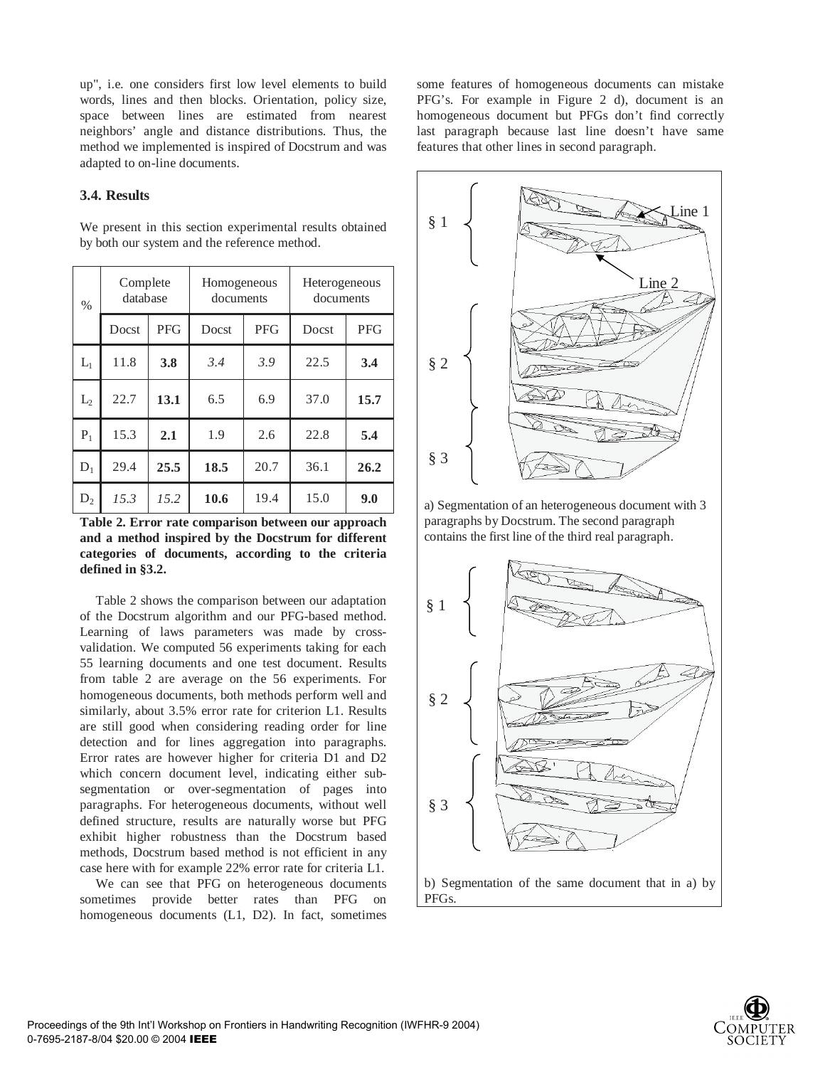up", i.e. one considers first low level elements to build words, lines and then blocks. Orientation, policy size, space between lines are estimated from nearest neighbors' angle and distance distributions. Thus, the method we implemented is inspired of Docstrum and was adapted to on-line documents.

### 3.4. Results

We present in this section experimental results obtained by both our system and the reference method.

| % | Complete database | | Homogeneous documents | | Heterogeneous documents | |
|---|---|---|---|---|---|---|
| | Docst | PFG | Docst | PFG | Docst | PFG |
| $L_1$ | 11.8 | **3.8** | *3.4* | *3.9* | 22.5 | **3.4** |
| $L_2$ | 22.7 | **13.1** | 6.5 | 6.9 | 37.0 | **15.7** |
| $P_1$ | 15.3 | **2.1** | 1.9 | 2.6 | 22.8 | **5.4** |
| $D_1$ | 29.4 | **25.5** | **18.5** | 20.7 | 36.1 | **26.2** |
| $D_2$ | *15.3* | *15.2* | **10.6** | 19.4 | 15.0 | **9.0** |

**Table 2. Error rate comparison between our approach and a method inspired by the Docstrum for different categories of documents, according to the criteria defined in §3.2.**

Table 2 shows the comparison between our adaptation of the Docstrum algorithm and our PFG-based method. Learning of laws parameters was made by cross-validation. We computed 56 experiments taking for each 55 learning documents and one test document. Results from table 2 are average on the 56 experiments. For homogeneous documents, both methods perform well and similarly, about 3.5% error rate for criterion L1. Results are still good when considering reading order for line detection and for lines aggregation into paragraphs. Error rates are however higher for criteria D1 and D2 which concern document level, indicating either sub-segmentation or over-segmentation of pages into paragraphs. For heterogeneous documents, without well defined structure, results are naturally worse but PFG exhibit higher robustness than the Docstrum based methods, Docstrum based method is not efficient in any case here with for example 22% error rate for criteria L1.

We can see that PFG on heterogeneous documents sometimes provide better rates than PFG on homogeneous documents (L1, D2). In fact, sometimes some features of homogeneous documents can mistake PFG's. For example in Figure 2 d), document is an homogeneous document but PFGs don't find correctly last paragraph because last line doesn't have same features that other lines in second paragraph.

§ 1
Line 1
Line 2
§ 2
§ 3

a) Segmentation of an heterogeneous document with 3 paragraphs by Docstrum. The second paragraph contains the first line of the third real paragraph.

§ 1
§ 2
§ 3

b) Segmentation of the same document that in a) by PFGs.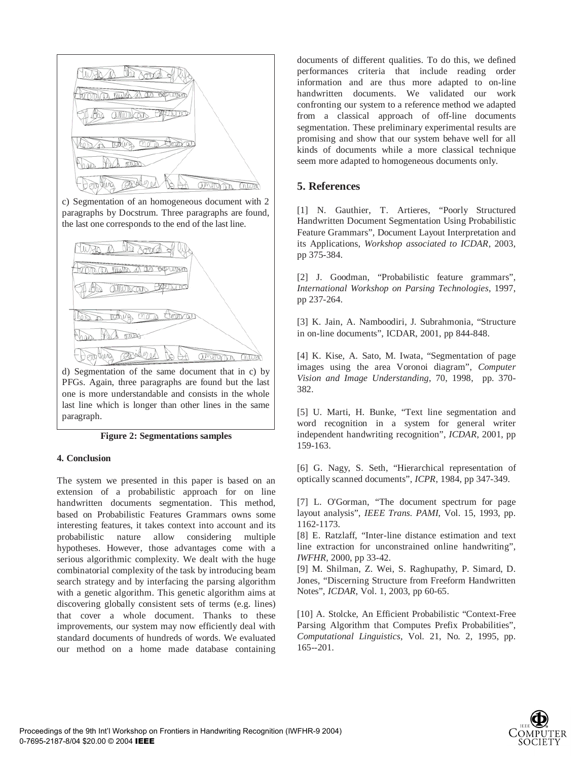c) Segmentation of an homogeneous document with 2 paragraphs by Docstrum. Three paragraphs are found, the last one corresponds to the end of the last line.

d) Segmentation of the same document that in c) by PFGs. Again, three paragraphs are found but the last one is more understandable and consists in the whole last line which is longer than other lines in the same paragraph.

**Figure 2: Segmentations samples**

## 4. Conclusion

The system we presented in this paper is based on an extension of a probabilistic approach for on line handwritten documents segmentation. This method, based on Probabilistic Features Grammars owns some interesting features, it takes context into account and its probabilistic nature allow considering multiple hypotheses. However, those advantages come with a serious algorithmic complexity. We dealt with the huge combinatorial complexity of the task by introducing beam search strategy and by interfacing the parsing algorithm with a genetic algorithm. This genetic algorithm aims at discovering globally consistent sets of terms (e.g. lines) that cover a whole document. Thanks to these improvements, our system may now efficiently deal with standard documents of hundreds of words. We evaluated our method on a home made database containing documents of different qualities. To do this, we defined performances criteria that include reading order information and are thus more adapted to on-line handwritten documents. We validated our work confronting our system to a reference method we adapted from a classical approach of off-line documents segmentation. These preliminary experimental results are promising and show that our system behave well for all kinds of documents while a more classical technique seem more adapted to homogeneous documents only.

## 5. References

[1] N. Gauthier, T. Artieres, "Poorly Structured Handwritten Document Segmentation Using Probabilistic Feature Grammars", Document Layout Interpretation and its Applications, *Workshop associated to ICDAR*, 2003, pp 375-384.

[2] J. Goodman, "Probabilistic feature grammars", *International Workshop on Parsing Technologies*, 1997, pp 237-264.

[3] K. Jain, A. Namboodiri, J. Subrahmonia, "Structure in on-line documents", ICDAR, 2001, pp 844-848.

[4] K. Kise, A. Sato, M. Iwata, "Segmentation of page images using the area Voronoi diagram", *Computer Vision and Image Understanding*, 70, 1998, pp. 370-382.

[5] U. Marti, H. Bunke, "Text line segmentation and word recognition in a system for general writer independent handwriting recognition", *ICDAR*, 2001, pp 159-163.

[6] G. Nagy, S. Seth, "Hierarchical representation of optically scanned documents", *ICPR*, 1984, pp 347-349.

[7] L. O'Gorman, "The document spectrum for page layout analysis", *IEEE Trans. PAMI*, Vol. 15, 1993, pp. 1162-1173.

[8] E. Ratzlaff, "Inter-line distance estimation and text line extraction for unconstrained online handwriting", *IWFHR*, 2000, pp 33-42.

[9] M. Shilman, Z. Wei, S. Raghupathy, P. Simard, D. Jones, "Discerning Structure from Freeform Handwritten Notes", *ICDAR*, Vol. 1, 2003, pp 60-65.

[10] A. Stolcke, An Efficient Probabilistic "Context-Free Parsing Algorithm that Computes Prefix Probabilities", *Computational Linguistics*, Vol. 21, No. 2, 1995, pp. 165--201.